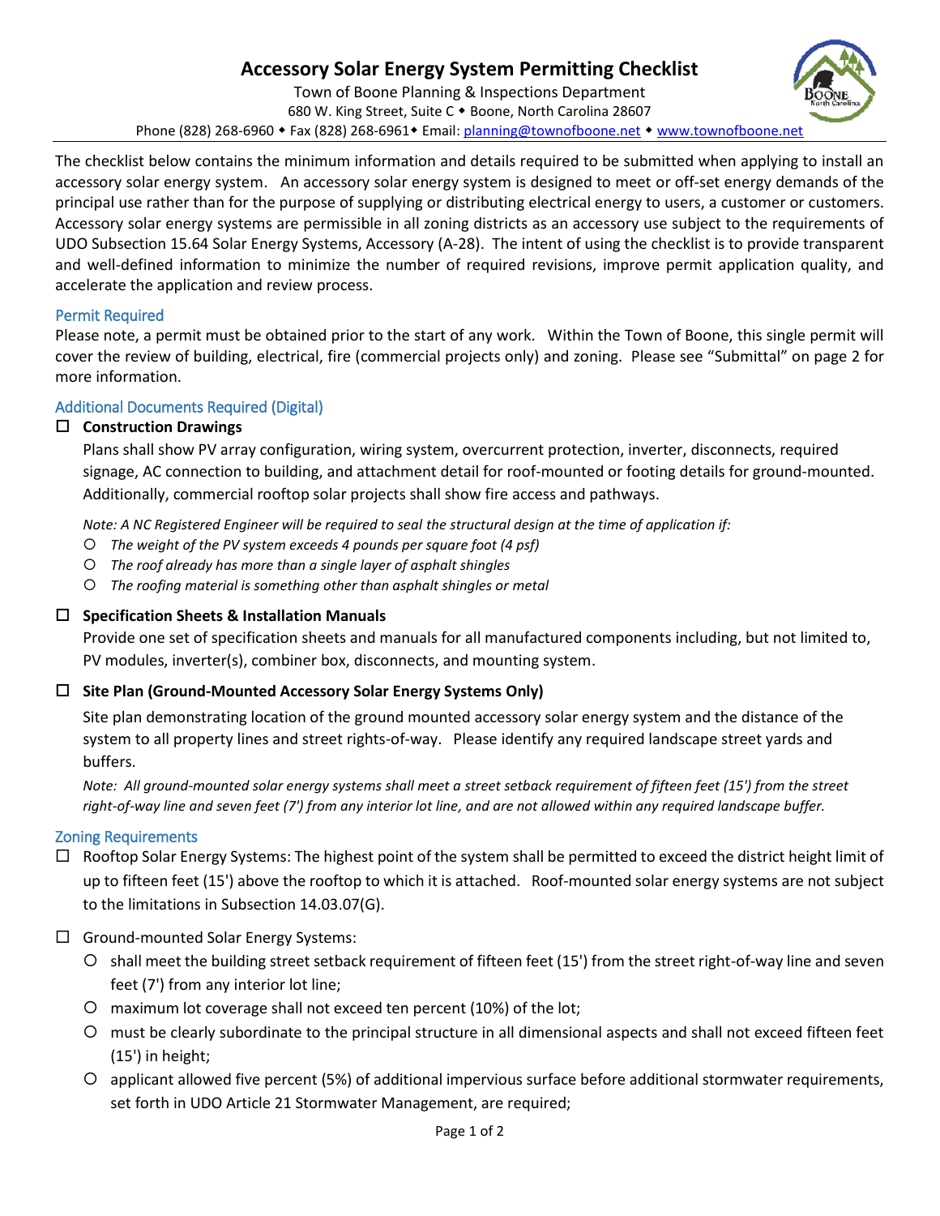# Accessory Solar Energy System Permitting Checklist

Town of Boone Planning & Inspections Department
680 W. King Street, Suite C ◆ Boone, North Carolina 28607
Phone (828) 268-6960 ◆ Fax (828) 268-6961◆ Email: planning@townofboone.net ◆ www.townofboone.net

The checklist below contains the minimum information and details required to be submitted when applying to install an accessory solar energy system. An accessory solar energy system is designed to meet or off-set energy demands of the principal use rather than for the purpose of supplying or distributing electrical energy to users, a customer or customers. Accessory solar energy systems are permissible in all zoning districts as an accessory use subject to the requirements of UDO Subsection 15.64 Solar Energy Systems, Accessory (A-28). The intent of using the checklist is to provide transparent and well-defined information to minimize the number of required revisions, improve permit application quality, and accelerate the application and review process.

## Permit Required

Please note, a permit must be obtained prior to the start of any work. Within the Town of Boone, this single permit will cover the review of building, electrical, fire (commercial projects only) and zoning. Please see "Submittal" on page 2 for more information.

## Additional Documents Required (Digital)

☐ **Construction Drawings**

Plans shall show PV array configuration, wiring system, overcurrent protection, inverter, disconnects, required signage, AC connection to building, and attachment detail for roof-mounted or footing details for ground-mounted. Additionally, commercial rooftop solar projects shall show fire access and pathways.

*Note: A NC Registered Engineer will be required to seal the structural design at the time of application if:*

- *The weight of the PV system exceeds 4 pounds per square foot (4 psf)*
- *The roof already has more than a single layer of asphalt shingles*
- *The roofing material is something other than asphalt shingles or metal*

☐ **Specification Sheets & Installation Manuals**

Provide one set of specification sheets and manuals for all manufactured components including, but not limited to, PV modules, inverter(s), combiner box, disconnects, and mounting system.

☐ **Site Plan (Ground-Mounted Accessory Solar Energy Systems Only)**

Site plan demonstrating location of the ground mounted accessory solar energy system and the distance of the system to all property lines and street rights-of-way. Please identify any required landscape street yards and buffers.

*Note: All ground-mounted solar energy systems shall meet a street setback requirement of fifteen feet (15') from the street right-of-way line and seven feet (7') from any interior lot line, and are not allowed within any required landscape buffer.*

## Zoning Requirements

☐ Rooftop Solar Energy Systems: The highest point of the system shall be permitted to exceed the district height limit of up to fifteen feet (15') above the rooftop to which it is attached. Roof-mounted solar energy systems are not subject to the limitations in Subsection 14.03.07(G).

☐ Ground-mounted Solar Energy Systems:

- shall meet the building street setback requirement of fifteen feet (15') from the street right-of-way line and seven feet (7') from any interior lot line;
- maximum lot coverage shall not exceed ten percent (10%) of the lot;
- must be clearly subordinate to the principal structure in all dimensional aspects and shall not exceed fifteen feet (15') in height;
- applicant allowed five percent (5%) of additional impervious surface before additional stormwater requirements, set forth in UDO Article 21 Stormwater Management, are required;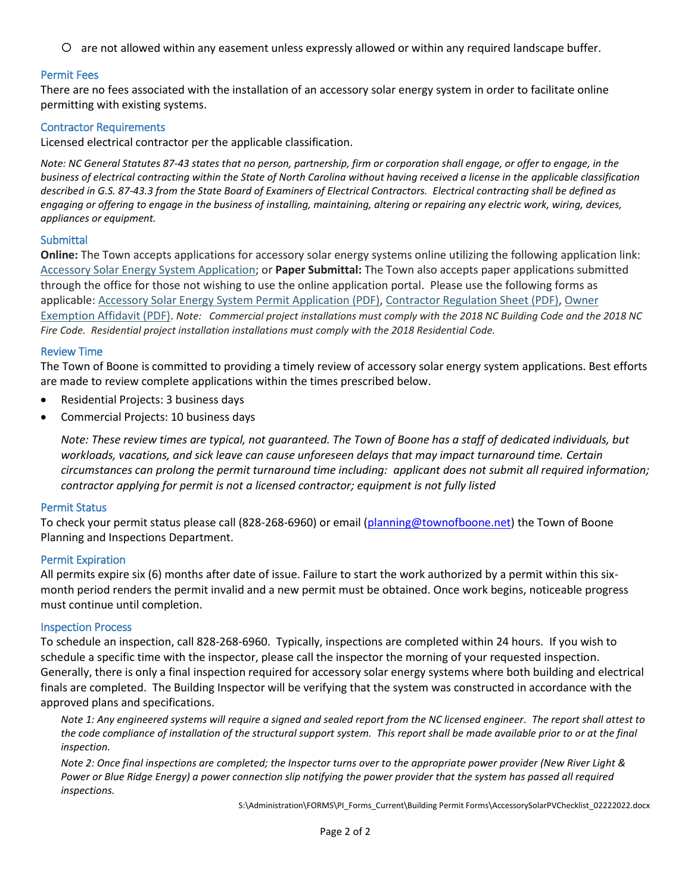- are not allowed within any easement unless expressly allowed or within any required landscape buffer.

## Permit Fees

There are no fees associated with the installation of an accessory solar energy system in order to facilitate online permitting with existing systems.

## Contractor Requirements

Licensed electrical contractor per the applicable classification.

*Note: NC General Statutes 87-43 states that no person, partnership, firm or corporation shall engage, or offer to engage, in the business of electrical contracting within the State of North Carolina without having received a license in the applicable classification described in G.S. 87-43.3 from the State Board of Examiners of Electrical Contractors. Electrical contracting shall be defined as engaging or offering to engage in the business of installing, maintaining, altering or repairing any electric work, wiring, devices, appliances or equipment.*

## Submittal

**Online:** The Town accepts applications for accessory solar energy systems online utilizing the following application link: Accessory Solar Energy System Application; or **Paper Submittal:** The Town also accepts paper applications submitted through the office for those not wishing to use the online application portal. Please use the following forms as applicable: Accessory Solar Energy System Permit Application (PDF), Contractor Regulation Sheet (PDF), Owner Exemption Affidavit (PDF). *Note: Commercial project installations must comply with the 2018 NC Building Code and the 2018 NC Fire Code. Residential project installation installations must comply with the 2018 Residential Code.*

## Review Time

The Town of Boone is committed to providing a timely review of accessory solar energy system applications. Best efforts are made to review complete applications within the times prescribed below.

- Residential Projects: 3 business days
- Commercial Projects: 10 business days

*Note: These review times are typical, not guaranteed. The Town of Boone has a staff of dedicated individuals, but workloads, vacations, and sick leave can cause unforeseen delays that may impact turnaround time. Certain circumstances can prolong the permit turnaround time including: applicant does not submit all required information; contractor applying for permit is not a licensed contractor; equipment is not fully listed*

## Permit Status

To check your permit status please call (828-268-6960) or email (planning@townofboone.net) the Town of Boone Planning and Inspections Department.

## Permit Expiration

All permits expire six (6) months after date of issue. Failure to start the work authorized by a permit within this six-month period renders the permit invalid and a new permit must be obtained. Once work begins, noticeable progress must continue until completion.

## Inspection Process

To schedule an inspection, call 828-268-6960. Typically, inspections are completed within 24 hours. If you wish to schedule a specific time with the inspector, please call the inspector the morning of your requested inspection. Generally, there is only a final inspection required for accessory solar energy systems where both building and electrical finals are completed. The Building Inspector will be verifying that the system was constructed in accordance with the approved plans and specifications.

*Note 1: Any engineered systems will require a signed and sealed report from the NC licensed engineer. The report shall attest to the code compliance of installation of the structural support system. This report shall be made available prior to or at the final inspection.*

*Note 2: Once final inspections are completed; the Inspector turns over to the appropriate power provider (New River Light & Power or Blue Ridge Energy) a power connection slip notifying the power provider that the system has passed all required inspections.*

S:\Administration\FORMS\PI_Forms_Current\Building Permit Forms\AccessorySolarPVChecklist_02222022.docx